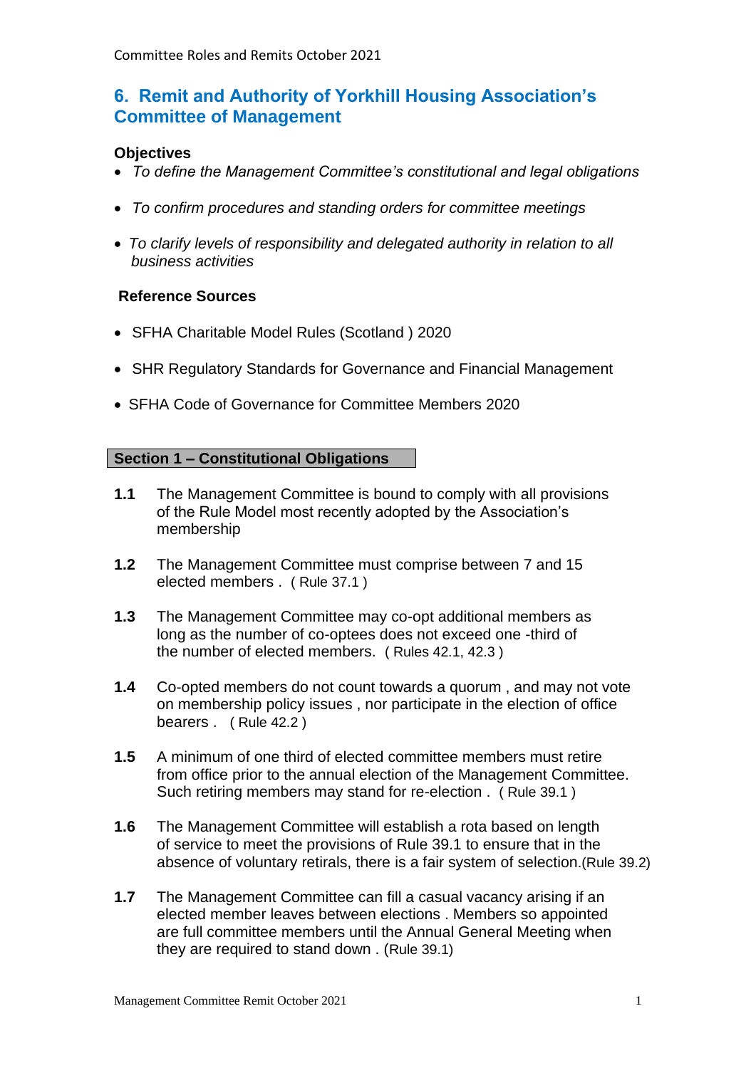# 6. Remit and Authority of Yorkhill Housing Association's Committee of Management

**Objectives**

- *To define the Management Committee's constitutional and legal obligations*
- *To confirm procedures and standing orders for committee meetings*
- *To clarify levels of responsibility and delegated authority in relation to all business activities*

**Reference Sources**

- SFHA Charitable Model Rules (Scotland ) 2020
- SHR Regulatory Standards for Governance and Financial Management
- SFHA Code of Governance for Committee Members 2020

## Section 1 – Constitutional Obligations

**1.1** The Management Committee is bound to comply with all provisions of the Rule Model most recently adopted by the Association's membership

**1.2** The Management Committee must comprise between 7 and 15 elected members . ( Rule 37.1 )

**1.3** The Management Committee may co-opt additional members as long as the number of co-optees does not exceed one -third of the number of elected members. ( Rules 42.1, 42.3 )

**1.4** Co-opted members do not count towards a quorum , and may not vote on membership policy issues , nor participate in the election of office bearers . ( Rule 42.2 )

**1.5** A minimum of one third of elected committee members must retire from office prior to the annual election of the Management Committee. Such retiring members may stand for re-election . ( Rule 39.1 )

**1.6** The Management Committee will establish a rota based on length of service to meet the provisions of Rule 39.1 to ensure that in the absence of voluntary retirals, there is a fair system of selection.(Rule 39.2)

**1.7** The Management Committee can fill a casual vacancy arising if an elected member leaves between elections . Members so appointed are full committee members until the Annual General Meeting when they are required to stand down . (Rule 39.1)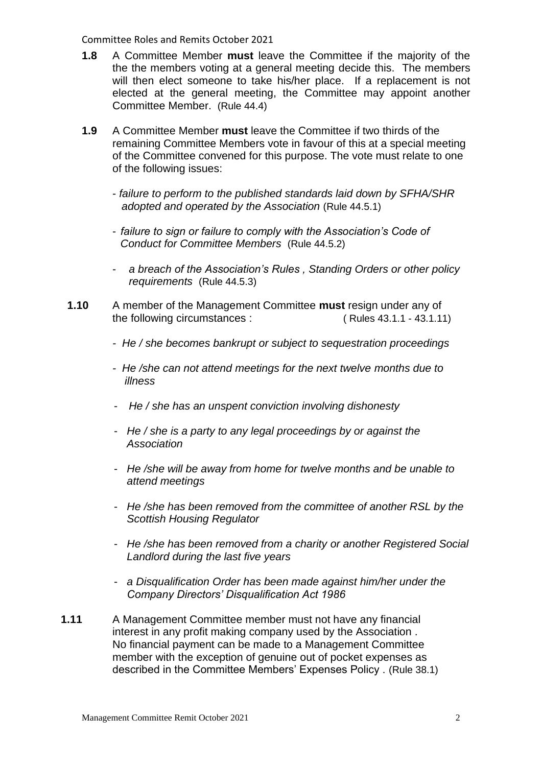**1.8** A Committee Member **must** leave the Committee if the majority of the the the members voting at a general meeting decide this. The members will then elect someone to take his/her place. If a replacement is not elected at the general meeting, the Committee may appoint another Committee Member. (Rule 44.4)

**1.9** A Committee Member **must** leave the Committee if two thirds of the remaining Committee Members vote in favour of this at a special meeting of the Committee convened for this purpose. The vote must relate to one of the following issues:

- *failure to perform to the published standards laid down by SFHA/SHR adopted and operated by the Association* (Rule 44.5.1)
- *failure to sign or failure to comply with the Association's Code of Conduct for Committee Members* (Rule 44.5.2)
- *a breach of the Association's Rules , Standing Orders or other policy requirements* (Rule 44.5.3)

**1.10** A member of the Management Committee **must** resign under any of the following circumstances : ( Rules 43.1.1 - 43.1.11)

- *He / she becomes bankrupt or subject to sequestration proceedings*
- *He /she can not attend meetings for the next twelve months due to illness*
- *He / she has an unspent conviction involving dishonesty*
- *He / she is a party to any legal proceedings by or against the Association*
- *He /she will be away from home for twelve months and be unable to attend meetings*
- *He /she has been removed from the committee of another RSL by the Scottish Housing Regulator*
- *He /she has been removed from a charity or another Registered Social Landlord during the last five years*
- *a Disqualification Order has been made against him/her under the Company Directors' Disqualification Act 1986*

**1.11** A Management Committee member must not have any financial interest in any profit making company used by the Association . No financial payment can be made to a Management Committee member with the exception of genuine out of pocket expenses as described in the Committee Members' Expenses Policy . (Rule 38.1)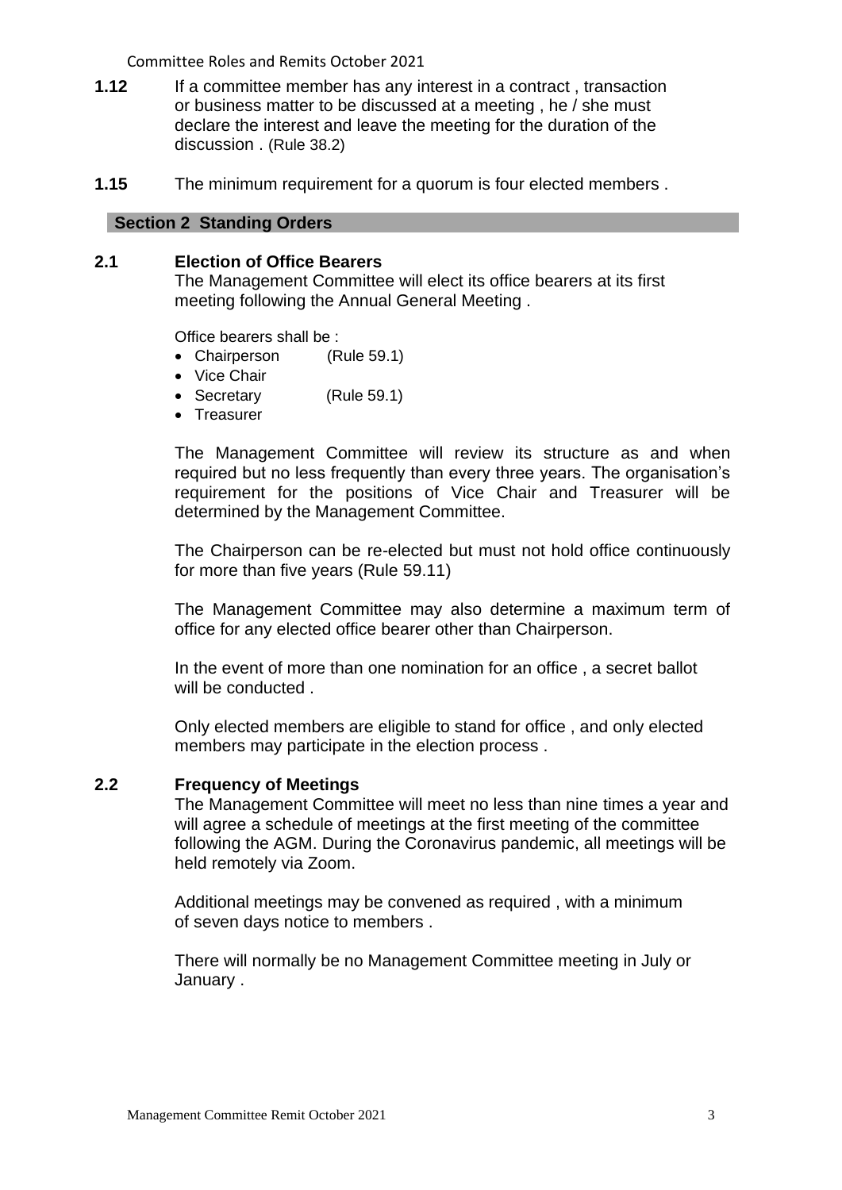**1.12** If a committee member has any interest in a contract , transaction or business matter to be discussed at a meeting , he / she must declare the interest and leave the meeting for the duration of the discussion . (Rule 38.2)

**1.15** The minimum requirement for a quorum is four elected members .

## Section 2 Standing Orders

### 2.1 Election of Office Bearers

The Management Committee will elect its office bearers at its first meeting following the Annual General Meeting .

Office bearers shall be :

- Chairperson (Rule 59.1)
- Vice Chair
- Secretary (Rule 59.1)
- Treasurer

The Management Committee will review its structure as and when required but no less frequently than every three years. The organisation's requirement for the positions of Vice Chair and Treasurer will be determined by the Management Committee.

The Chairperson can be re-elected but must not hold office continuously for more than five years (Rule 59.11)

The Management Committee may also determine a maximum term of office for any elected office bearer other than Chairperson.

In the event of more than one nomination for an office , a secret ballot will be conducted .

Only elected members are eligible to stand for office , and only elected members may participate in the election process .

### 2.2 Frequency of Meetings

The Management Committee will meet no less than nine times a year and will agree a schedule of meetings at the first meeting of the committee following the AGM. During the Coronavirus pandemic, all meetings will be held remotely via Zoom.

Additional meetings may be convened as required , with a minimum of seven days notice to members .

There will normally be no Management Committee meeting in July or January .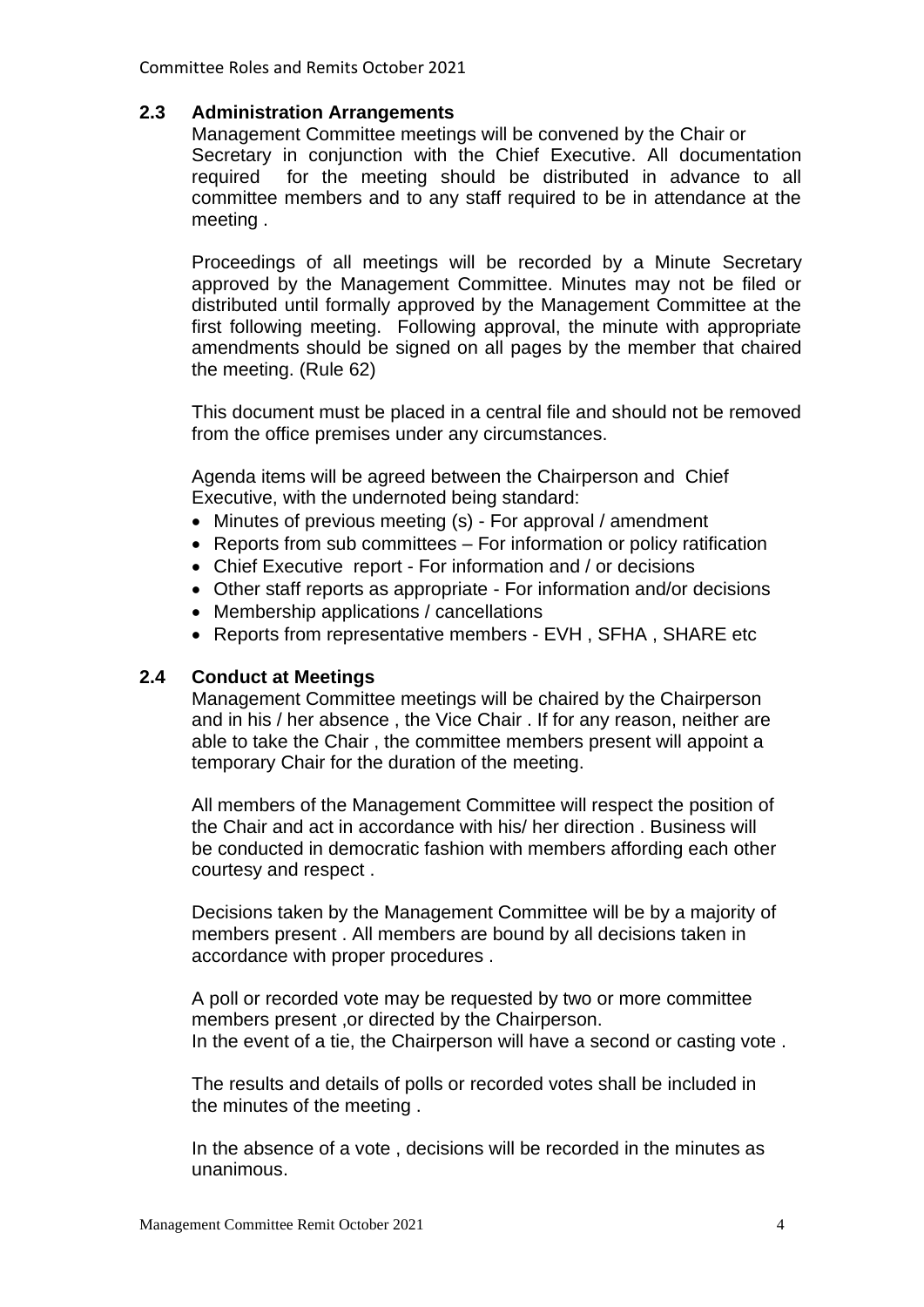## 2.3 Administration Arrangements

Management Committee meetings will be convened by the Chair or Secretary in conjunction with the Chief Executive. All documentation required for the meeting should be distributed in advance to all committee members and to any staff required to be in attendance at the meeting .

Proceedings of all meetings will be recorded by a Minute Secretary approved by the Management Committee. Minutes may not be filed or distributed until formally approved by the Management Committee at the first following meeting. Following approval, the minute with appropriate amendments should be signed on all pages by the member that chaired the meeting. (Rule 62)

This document must be placed in a central file and should not be removed from the office premises under any circumstances.

Agenda items will be agreed between the Chairperson and Chief Executive, with the undernoted being standard:

- Minutes of previous meeting (s) - For approval / amendment
- Reports from sub committees – For information or policy ratification
- Chief Executive report - For information and / or decisions
- Other staff reports as appropriate - For information and/or decisions
- Membership applications / cancellations
- Reports from representative members - EVH , SFHA , SHARE etc

## 2.4 Conduct at Meetings

Management Committee meetings will be chaired by the Chairperson and in his / her absence , the Vice Chair . If for any reason, neither are able to take the Chair , the committee members present will appoint a temporary Chair for the duration of the meeting.

All members of the Management Committee will respect the position of the Chair and act in accordance with his/ her direction . Business will be conducted in democratic fashion with members affording each other courtesy and respect .

Decisions taken by the Management Committee will be by a majority of members present . All members are bound by all decisions taken in accordance with proper procedures .

A poll or recorded vote may be requested by two or more committee members present ,or directed by the Chairperson.
In the event of a tie, the Chairperson will have a second or casting vote .

The results and details of polls or recorded votes shall be included in the minutes of the meeting .

In the absence of a vote , decisions will be recorded in the minutes as unanimous.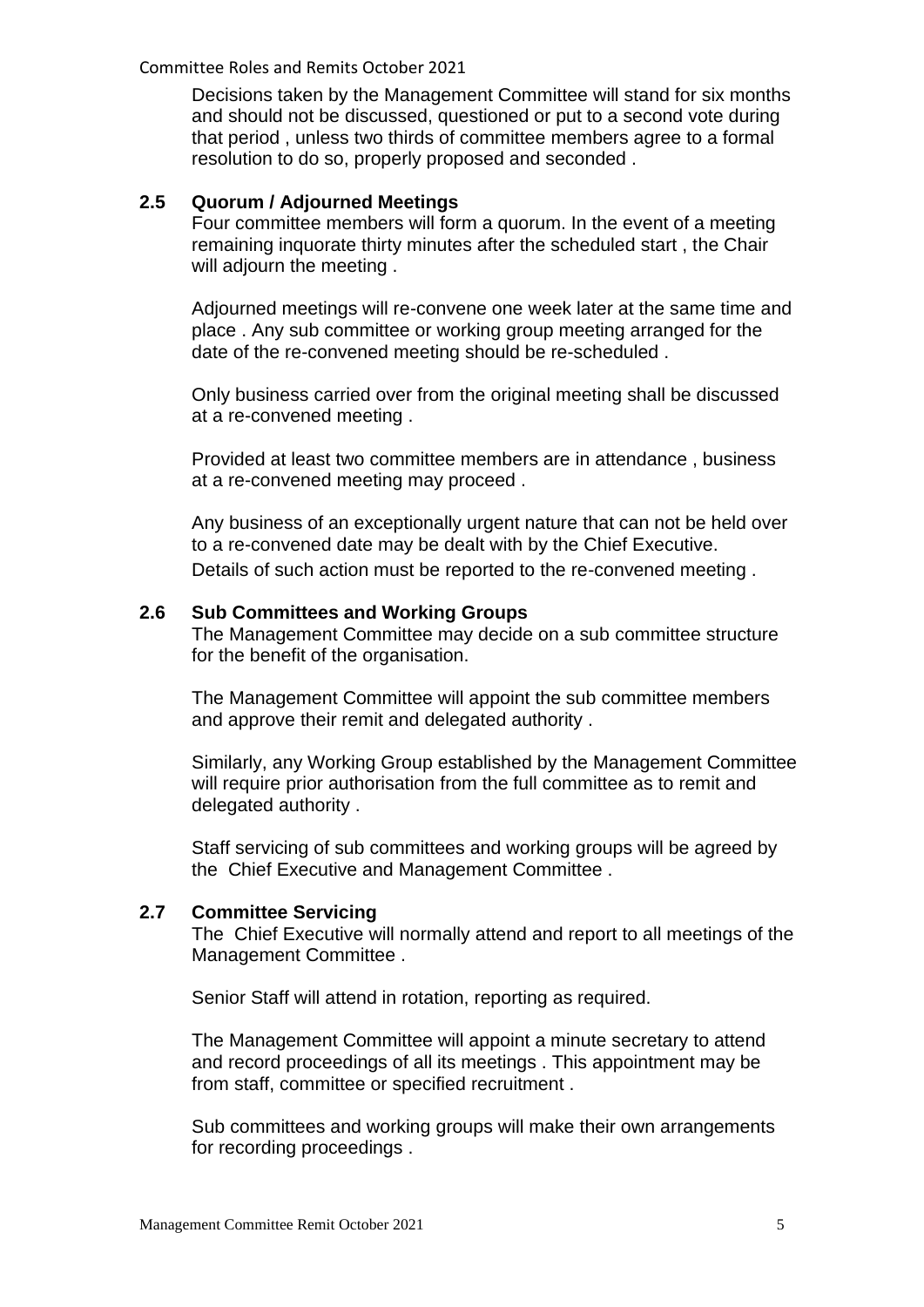Decisions taken by the Management Committee will stand for six months and should not be discussed, questioned or put to a second vote during that period , unless two thirds of committee members agree to a formal resolution to do so, properly proposed and seconded .

### 2.5 Quorum / Adjourned Meetings

Four committee members will form a quorum. In the event of a meeting remaining inquorate thirty minutes after the scheduled start , the Chair will adjourn the meeting .

Adjourned meetings will re-convene one week later at the same time and place . Any sub committee or working group meeting arranged for the date of the re-convened meeting should be re-scheduled .

Only business carried over from the original meeting shall be discussed at a re-convened meeting .

Provided at least two committee members are in attendance , business at a re-convened meeting may proceed .

Any business of an exceptionally urgent nature that can not be held over to a re-convened date may be dealt with by the Chief Executive. Details of such action must be reported to the re-convened meeting .

### 2.6 Sub Committees and Working Groups

The Management Committee may decide on a sub committee structure for the benefit of the organisation.

The Management Committee will appoint the sub committee members and approve their remit and delegated authority .

Similarly, any Working Group established by the Management Committee will require prior authorisation from the full committee as to remit and delegated authority .

Staff servicing of sub committees and working groups will be agreed by the Chief Executive and Management Committee .

### 2.7 Committee Servicing

The Chief Executive will normally attend and report to all meetings of the Management Committee .

Senior Staff will attend in rotation, reporting as required.

The Management Committee will appoint a minute secretary to attend and record proceedings of all its meetings . This appointment may be from staff, committee or specified recruitment .

Sub committees and working groups will make their own arrangements for recording proceedings .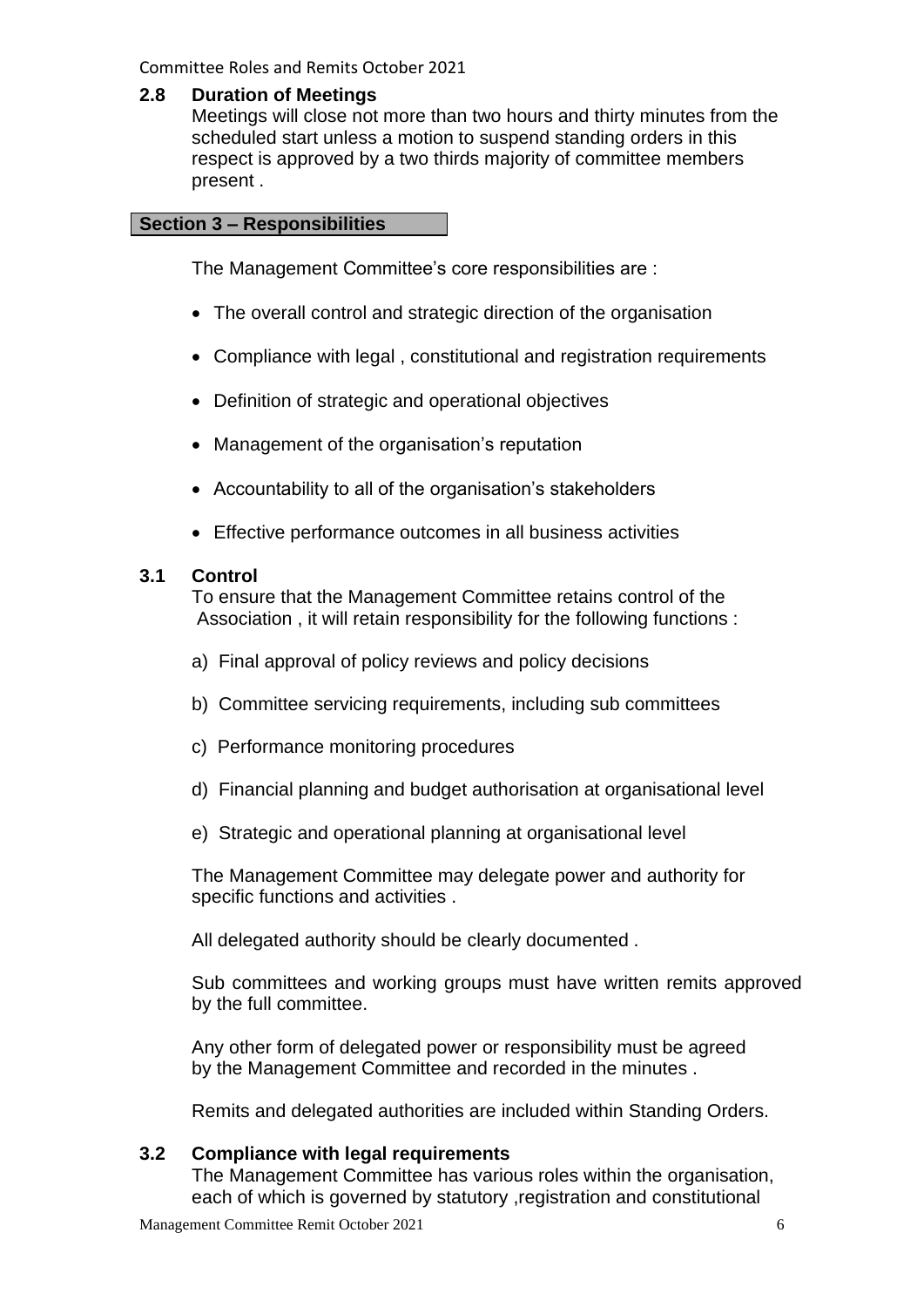### 2.8 Duration of Meetings

Meetings will close not more than two hours and thirty minutes from the scheduled start unless a motion to suspend standing orders in this respect is approved by a two thirds majority of committee members present .

## Section 3 – Responsibilities

The Management Committee's core responsibilities are :

- The overall control and strategic direction of the organisation
- Compliance with legal , constitutional and registration requirements
- Definition of strategic and operational objectives
- Management of the organisation's reputation
- Accountability to all of the organisation's stakeholders
- Effective performance outcomes in all business activities

### 3.1 Control

To ensure that the Management Committee retains control of the Association , it will retain responsibility for the following functions :

a) Final approval of policy reviews and policy decisions

b) Committee servicing requirements, including sub committees

c) Performance monitoring procedures

d) Financial planning and budget authorisation at organisational level

e) Strategic and operational planning at organisational level

The Management Committee may delegate power and authority for specific functions and activities .

All delegated authority should be clearly documented .

Sub committees and working groups must have written remits approved by the full committee.

Any other form of delegated power or responsibility must be agreed by the Management Committee and recorded in the minutes .

Remits and delegated authorities are included within Standing Orders.

### 3.2 Compliance with legal requirements

The Management Committee has various roles within the organisation, each of which is governed by statutory ,registration and constitutional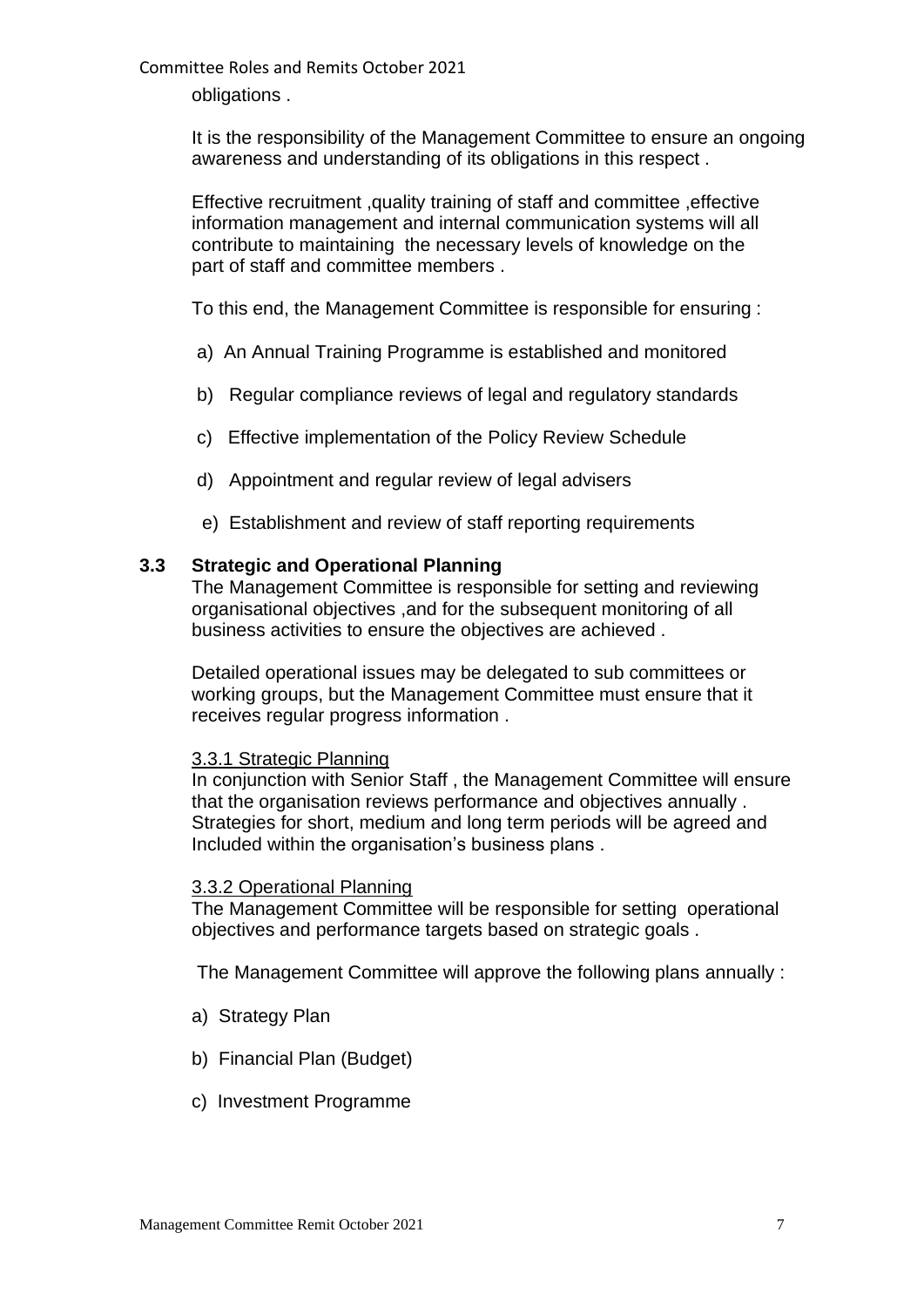obligations .

It is the responsibility of the Management Committee to ensure an ongoing awareness and understanding of its obligations in this respect .

Effective recruitment ,quality training of staff and committee ,effective information management and internal communication systems will all contribute to maintaining the necessary levels of knowledge on the part of staff and committee members .

To this end, the Management Committee is responsible for ensuring :

a) An Annual Training Programme is established and monitored

b) Regular compliance reviews of legal and regulatory standards

c) Effective implementation of the Policy Review Schedule

d) Appointment and regular review of legal advisers

e) Establishment and review of staff reporting requirements

### 3.3 Strategic and Operational Planning

The Management Committee is responsible for setting and reviewing organisational objectives ,and for the subsequent monitoring of all business activities to ensure the objectives are achieved .

Detailed operational issues may be delegated to sub committees or working groups, but the Management Committee must ensure that it receives regular progress information .

#### 3.3.1 Strategic Planning

In conjunction with Senior Staff , the Management Committee will ensure that the organisation reviews performance and objectives annually . Strategies for short, medium and long term periods will be agreed and Included within the organisation's business plans .

#### 3.3.2 Operational Planning

The Management Committee will be responsible for setting operational objectives and performance targets based on strategic goals .

The Management Committee will approve the following plans annually :

a) Strategy Plan

b) Financial Plan (Budget)

c) Investment Programme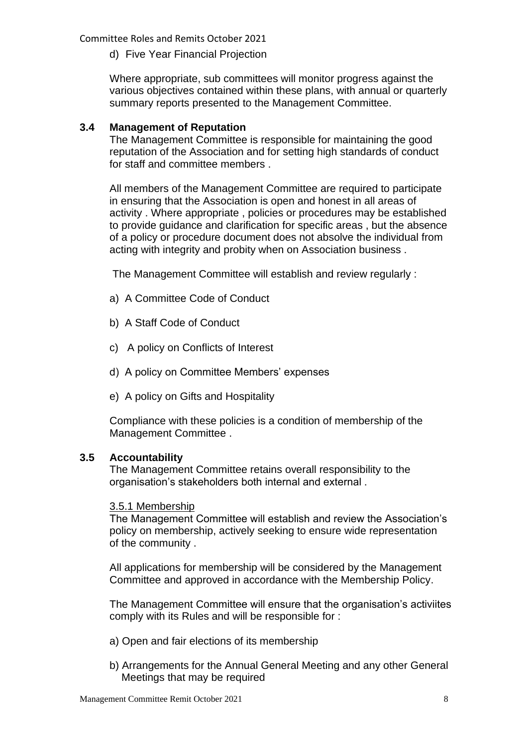d) Five Year Financial Projection

Where appropriate, sub committees will monitor progress against the various objectives contained within these plans, with annual or quarterly summary reports presented to the Management Committee.

### 3.4 Management of Reputation

The Management Committee is responsible for maintaining the good reputation of the Association and for setting high standards of conduct for staff and committee members .

All members of the Management Committee are required to participate in ensuring that the Association is open and honest in all areas of activity . Where appropriate , policies or procedures may be established to provide guidance and clarification for specific areas , but the absence of a policy or procedure document does not absolve the individual from acting with integrity and probity when on Association business .

The Management Committee will establish and review regularly :

a) A Committee Code of Conduct

b) A Staff Code of Conduct

c) A policy on Conflicts of Interest

d) A policy on Committee Members' expenses

e) A policy on Gifts and Hospitality

Compliance with these policies is a condition of membership of the Management Committee .

### 3.5 Accountability

The Management Committee retains overall responsibility to the organisation's stakeholders both internal and external .

<u>3.5.1 Membership</u>

The Management Committee will establish and review the Association's policy on membership, actively seeking to ensure wide representation of the community .

All applications for membership will be considered by the Management Committee and approved in accordance with the Membership Policy.

The Management Committee will ensure that the organisation's activiites comply with its Rules and will be responsible for :

a) Open and fair elections of its membership

b) Arrangements for the Annual General Meeting and any other General Meetings that may be required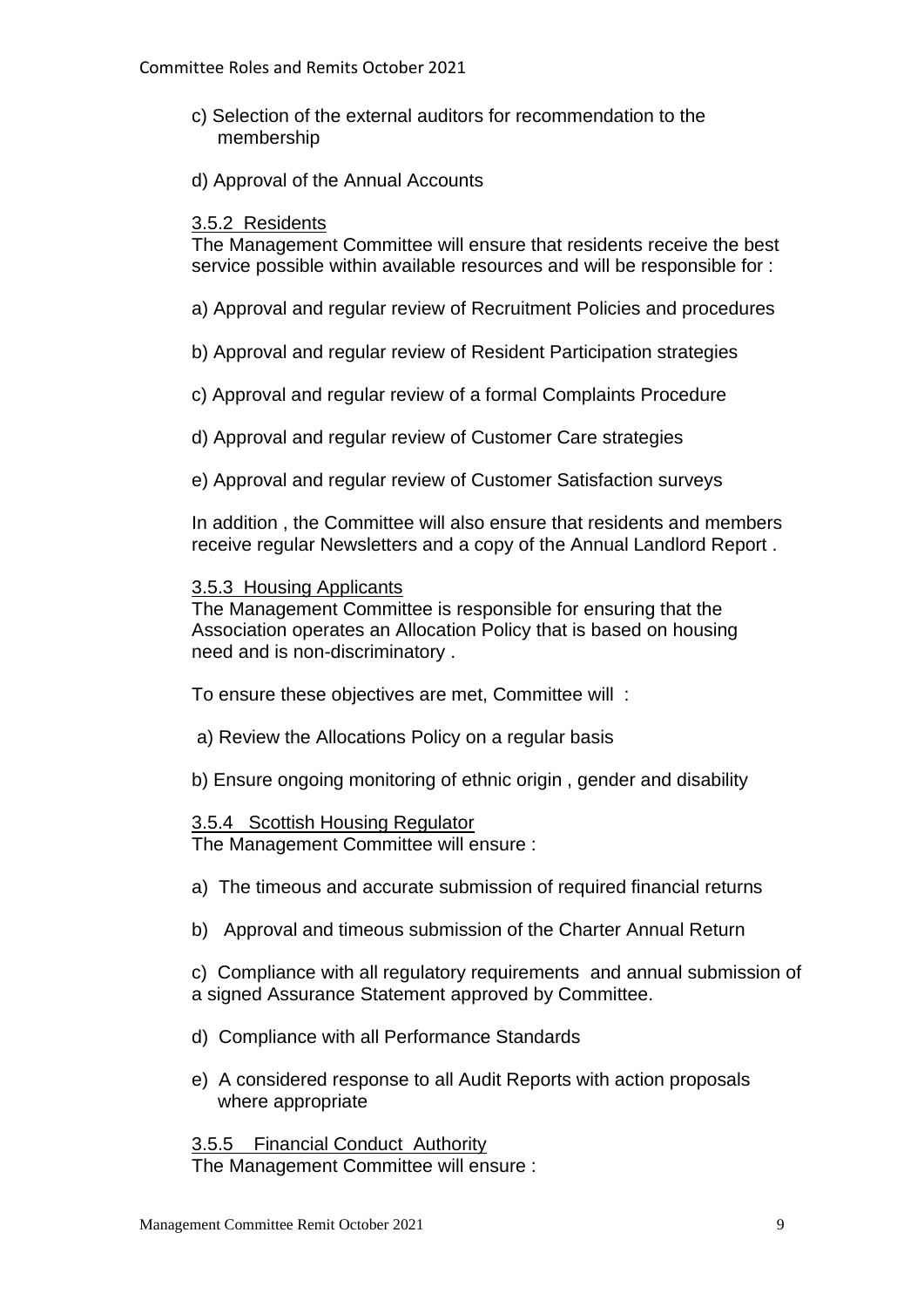c) Selection of the external auditors for recommendation to the membership

d) Approval of the Annual Accounts

#### 3.5.2 Residents

The Management Committee will ensure that residents receive the best service possible within available resources and will be responsible for :

a) Approval and regular review of Recruitment Policies and procedures

b) Approval and regular review of Resident Participation strategies

c) Approval and regular review of a formal Complaints Procedure

d) Approval and regular review of Customer Care strategies

e) Approval and regular review of Customer Satisfaction surveys

In addition , the Committee will also ensure that residents and members receive regular Newsletters and a copy of the Annual Landlord Report .

#### 3.5.3 Housing Applicants

The Management Committee is responsible for ensuring that the Association operates an Allocation Policy that is based on housing need and is non-discriminatory .

To ensure these objectives are met, Committee will :

a) Review the Allocations Policy on a regular basis

b) Ensure ongoing monitoring of ethnic origin , gender and disability

#### 3.5.4 Scottish Housing Regulator

The Management Committee will ensure :

a) The timeous and accurate submission of required financial returns

b) Approval and timeous submission of the Charter Annual Return

c) Compliance with all regulatory requirements and annual submission of a signed Assurance Statement approved by Committee.

d) Compliance with all Performance Standards

e) A considered response to all Audit Reports with action proposals where appropriate

#### 3.5.5 Financial Conduct Authority

The Management Committee will ensure :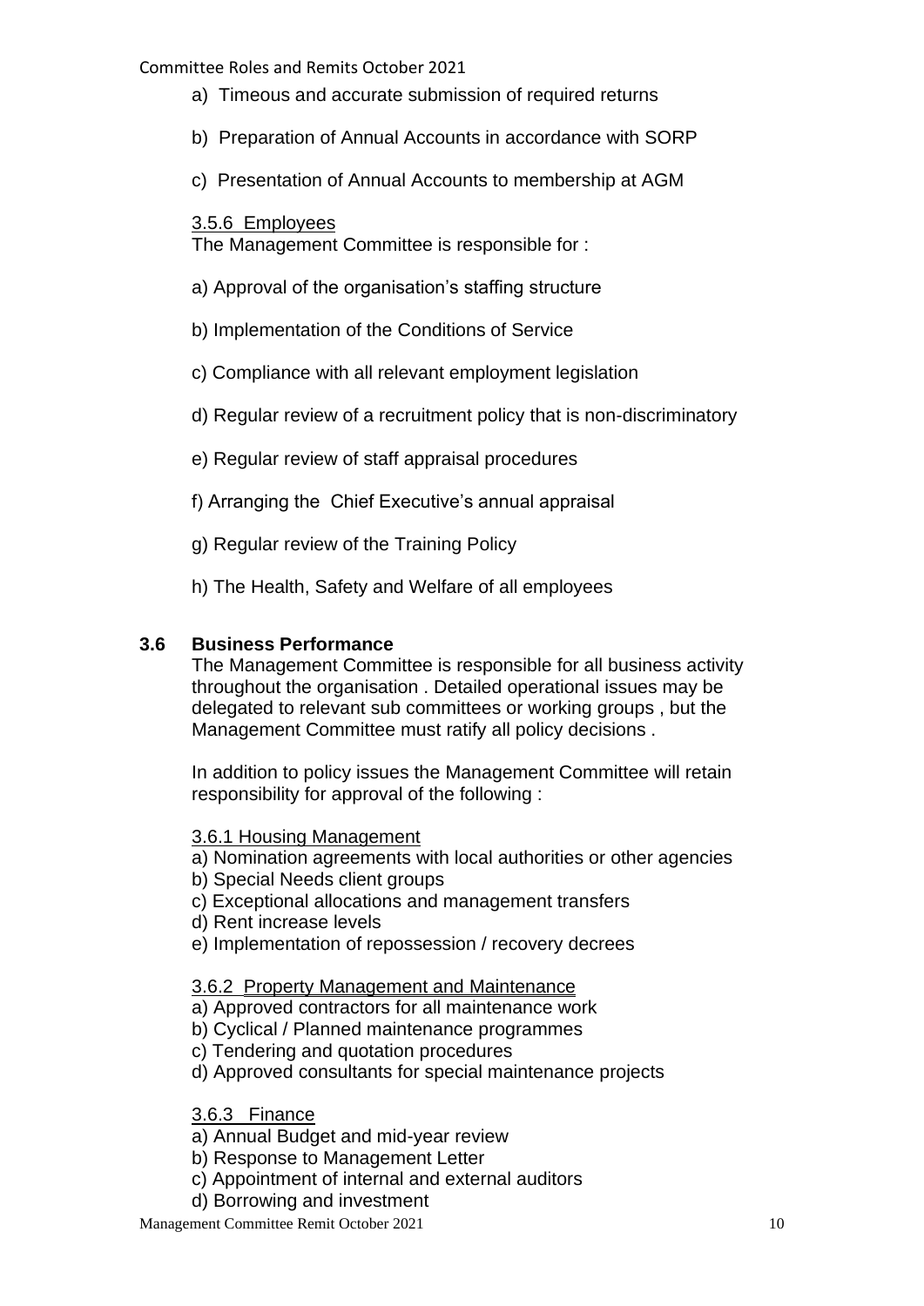a) Timeous and accurate submission of required returns

b) Preparation of Annual Accounts in accordance with SORP

c) Presentation of Annual Accounts to membership at AGM

3.5.6 Employees

The Management Committee is responsible for :

a) Approval of the organisation's staffing structure

b) Implementation of the Conditions of Service

c) Compliance with all relevant employment legislation

d) Regular review of a recruitment policy that is non-discriminatory

e) Regular review of staff appraisal procedures

f) Arranging the Chief Executive's annual appraisal

g) Regular review of the Training Policy

h) The Health, Safety and Welfare of all employees

### 3.6 Business Performance

The Management Committee is responsible for all business activity throughout the organisation . Detailed operational issues may be delegated to relevant sub committees or working groups , but the Management Committee must ratify all policy decisions .

In addition to policy issues the Management Committee will retain responsibility for approval of the following :

3.6.1 Housing Management

a) Nomination agreements with local authorities or other agencies
b) Special Needs client groups
c) Exceptional allocations and management transfers
d) Rent increase levels
e) Implementation of repossession / recovery decrees

3.6.2 Property Management and Maintenance

a) Approved contractors for all maintenance work
b) Cyclical / Planned maintenance programmes
c) Tendering and quotation procedures
d) Approved consultants for special maintenance projects

3.6.3 Finance

a) Annual Budget and mid-year review
b) Response to Management Letter
c) Appointment of internal and external auditors
d) Borrowing and investment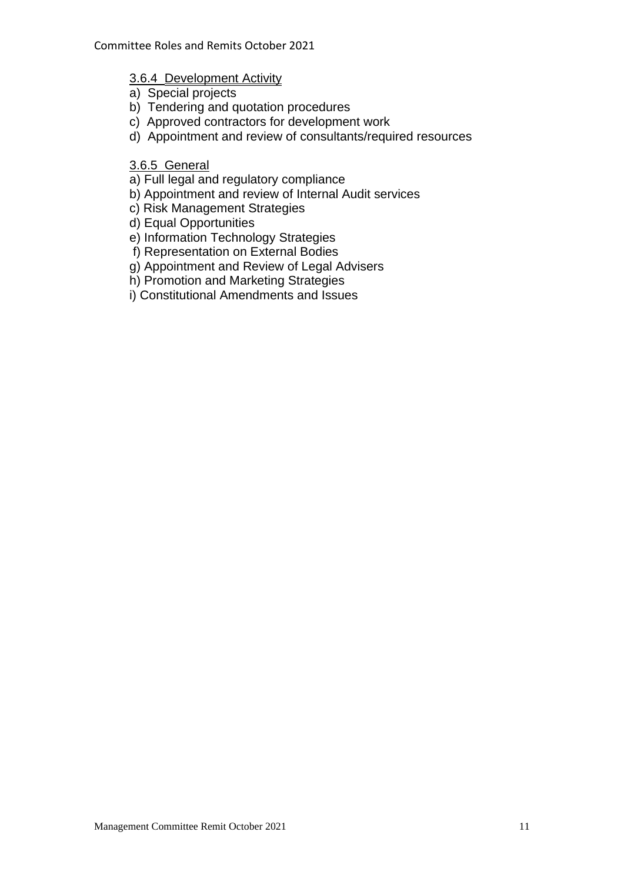3.6.4 Development Activity

a) Special projects
b) Tendering and quotation procedures
c) Approved contractors for development work
d) Appointment and review of consultants/required resources

3.6.5 General

a) Full legal and regulatory compliance
b) Appointment and review of Internal Audit services
c) Risk Management Strategies
d) Equal Opportunities
e) Information Technology Strategies
f) Representation on External Bodies
g) Appointment and Review of Legal Advisers
h) Promotion and Marketing Strategies
i) Constitutional Amendments and Issues